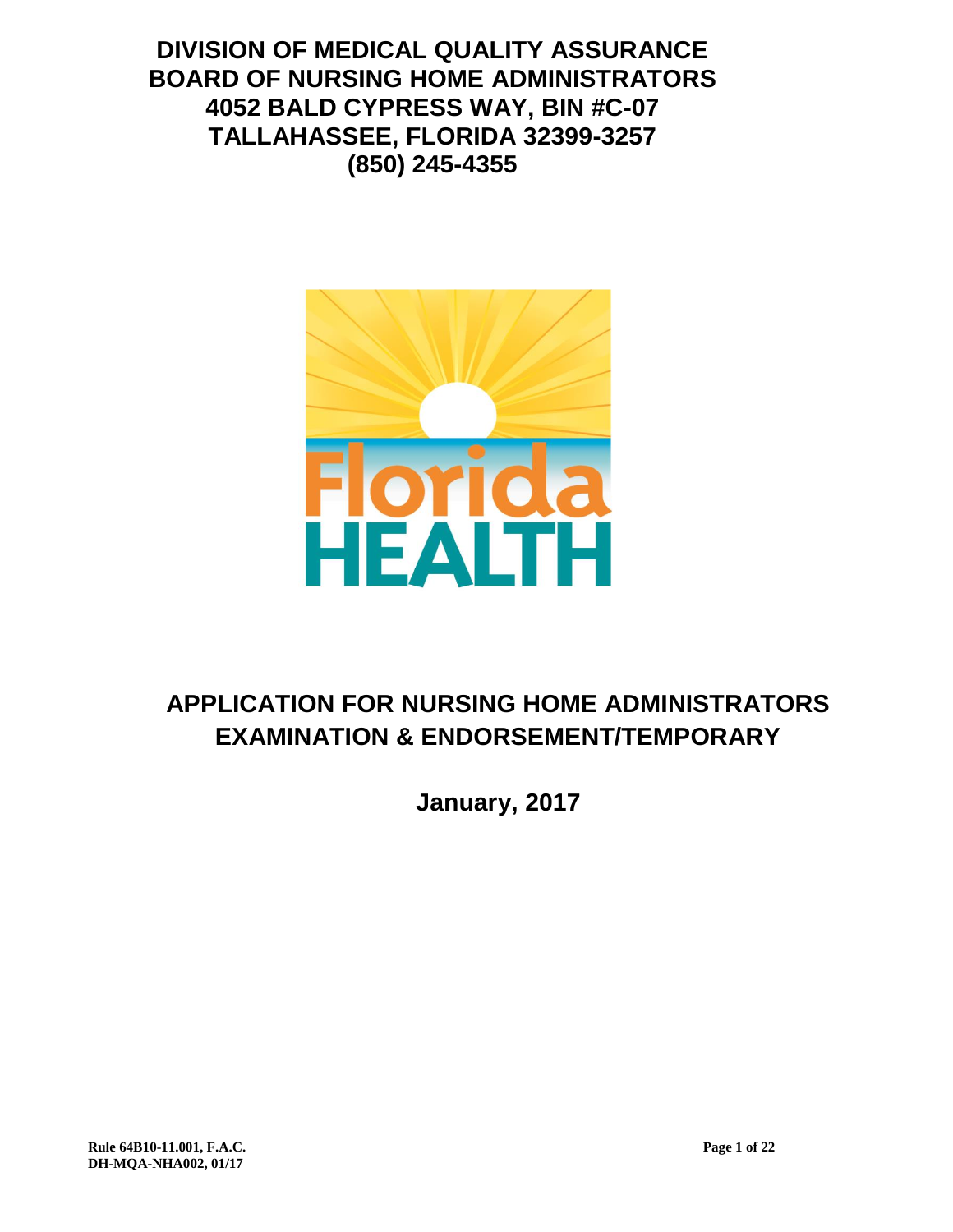# DIVISION OF MEDICAL QUALITY ASSURANCE
# BOARD OF NURSING HOME ADMINISTRATORS
# 4052 BALD CYPRESS WAY, BIN #C-07
# TALLAHASSEE, FLORIDA 32399-3257
# (850) 245-4355

# APPLICATION FOR NURSING HOME ADMINISTRATORS EXAMINATION & ENDORSEMENT/TEMPORARY

**January, 2017**

**Rule 64B10-11.001, F.A.C.**
**DH-MQA-NHA002, 01/17**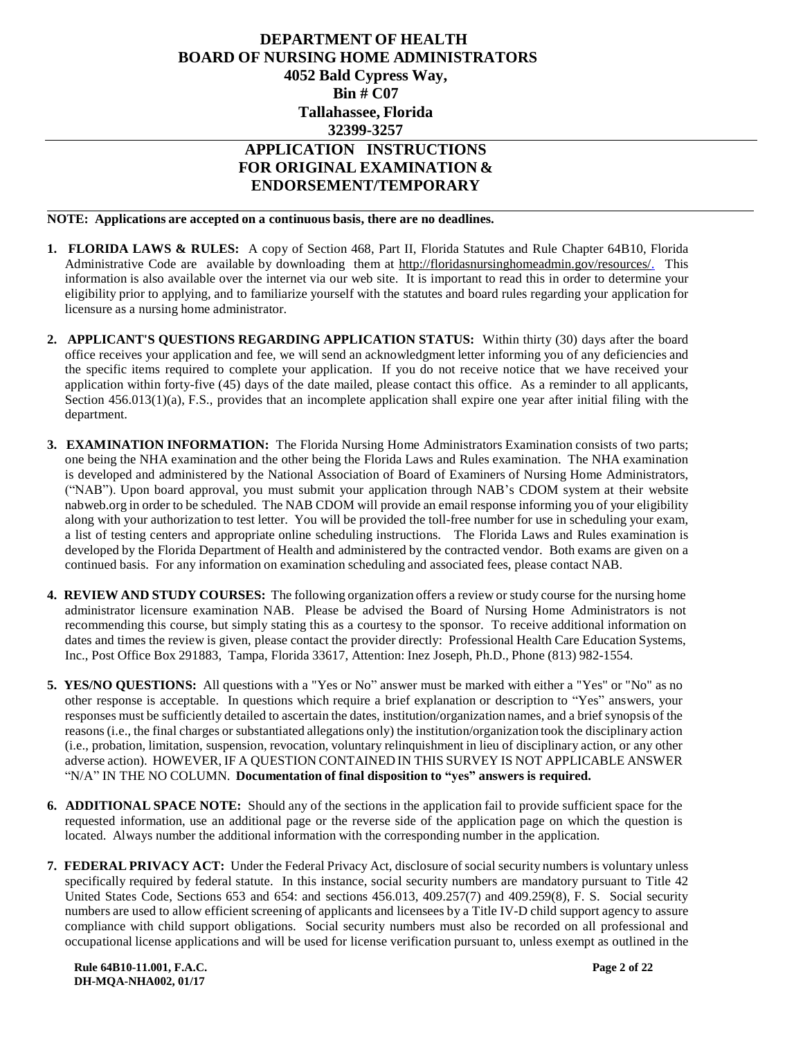**DEPARTMENT OF HEALTH**
**BOARD OF NURSING HOME ADMINISTRATORS**
**4052 Bald Cypress Way,**
**Bin # C07**
**Tallahassee, Florida**
**32399-3257**

# APPLICATION INSTRUCTIONS FOR ORIGINAL EXAMINATION & ENDORSEMENT/TEMPORARY

**NOTE: Applications are accepted on a continuous basis, there are no deadlines.**

1. **FLORIDA LAWS & RULES:** A copy of Section 468, Part II, Florida Statutes and Rule Chapter 64B10, Florida Administrative Code are available by downloading them at http://floridasnursinghomeadmin.gov/resources/. This information is also available over the internet via our web site. It is important to read this in order to determine your eligibility prior to applying, and to familiarize yourself with the statutes and board rules regarding your application for licensure as a nursing home administrator.

2. **APPLICANT'S QUESTIONS REGARDING APPLICATION STATUS:** Within thirty (30) days after the board office receives your application and fee, we will send an acknowledgment letter informing you of any deficiencies and the specific items required to complete your application. If you do not receive notice that we have received your application within forty-five (45) days of the date mailed, please contact this office. As a reminder to all applicants, Section 456.013(1)(a), F.S., provides that an incomplete application shall expire one year after initial filing with the department.

3. **EXAMINATION INFORMATION:** The Florida Nursing Home Administrators Examination consists of two parts; one being the NHA examination and the other being the Florida Laws and Rules examination. The NHA examination is developed and administered by the National Association of Board of Examiners of Nursing Home Administrators, ("NAB"). Upon board approval, you must submit your application through NAB's CDOM system at their website nabweb.org in order to be scheduled. The NAB CDOM will provide an email response informing you of your eligibility along with your authorization to test letter. You will be provided the toll-free number for use in scheduling your exam, a list of testing centers and appropriate online scheduling instructions. The Florida Laws and Rules examination is developed by the Florida Department of Health and administered by the contracted vendor. Both exams are given on a continued basis. For any information on examination scheduling and associated fees, please contact NAB.

4. **REVIEW AND STUDY COURSES:** The following organization offers a review or study course for the nursing home administrator licensure examination NAB. Please be advised the Board of Nursing Home Administrators is not recommending this course, but simply stating this as a courtesy to the sponsor. To receive additional information on dates and times the review is given, please contact the provider directly: Professional Health Care Education Systems, Inc., Post Office Box 291883, Tampa, Florida 33617, Attention: Inez Joseph, Ph.D., Phone (813) 982-1554.

5. **YES/NO QUESTIONS:** All questions with a "Yes or No" answer must be marked with either a "Yes" or "No" as no other response is acceptable. In questions which require a brief explanation or description to "Yes" answers, your responses must be sufficiently detailed to ascertain the dates, institution/organization names, and a brief synopsis of the reasons (i.e., the final charges or substantiated allegations only) the institution/organization took the disciplinary action (i.e., probation, limitation, suspension, revocation, voluntary relinquishment in lieu of disciplinary action, or any other adverse action). HOWEVER, IF A QUESTION CONTAINED IN THIS SURVEY IS NOT APPLICABLE ANSWER "N/A" IN THE NO COLUMN. **Documentation of final disposition to "yes" answers is required.**

6. **ADDITIONAL SPACE NOTE:** Should any of the sections in the application fail to provide sufficient space for the requested information, use an additional page or the reverse side of the application page on which the question is located. Always number the additional information with the corresponding number in the application.

7. **FEDERAL PRIVACY ACT:** Under the Federal Privacy Act, disclosure of social security numbers is voluntary unless specifically required by federal statute. In this instance, social security numbers are mandatory pursuant to Title 42 United States Code, Sections 653 and 654: and sections 456.013, 409.257(7) and 409.259(8), F. S. Social security numbers are used to allow efficient screening of applicants and licensees by a Title IV-D child support agency to assure compliance with child support obligations. Social security numbers must also be recorded on all professional and occupational license applications and will be used for license verification pursuant to, unless exempt as outlined in the

**Rule 64B10-11.001, F.A.C.**
**DH-MQA-NHA002, 01/17**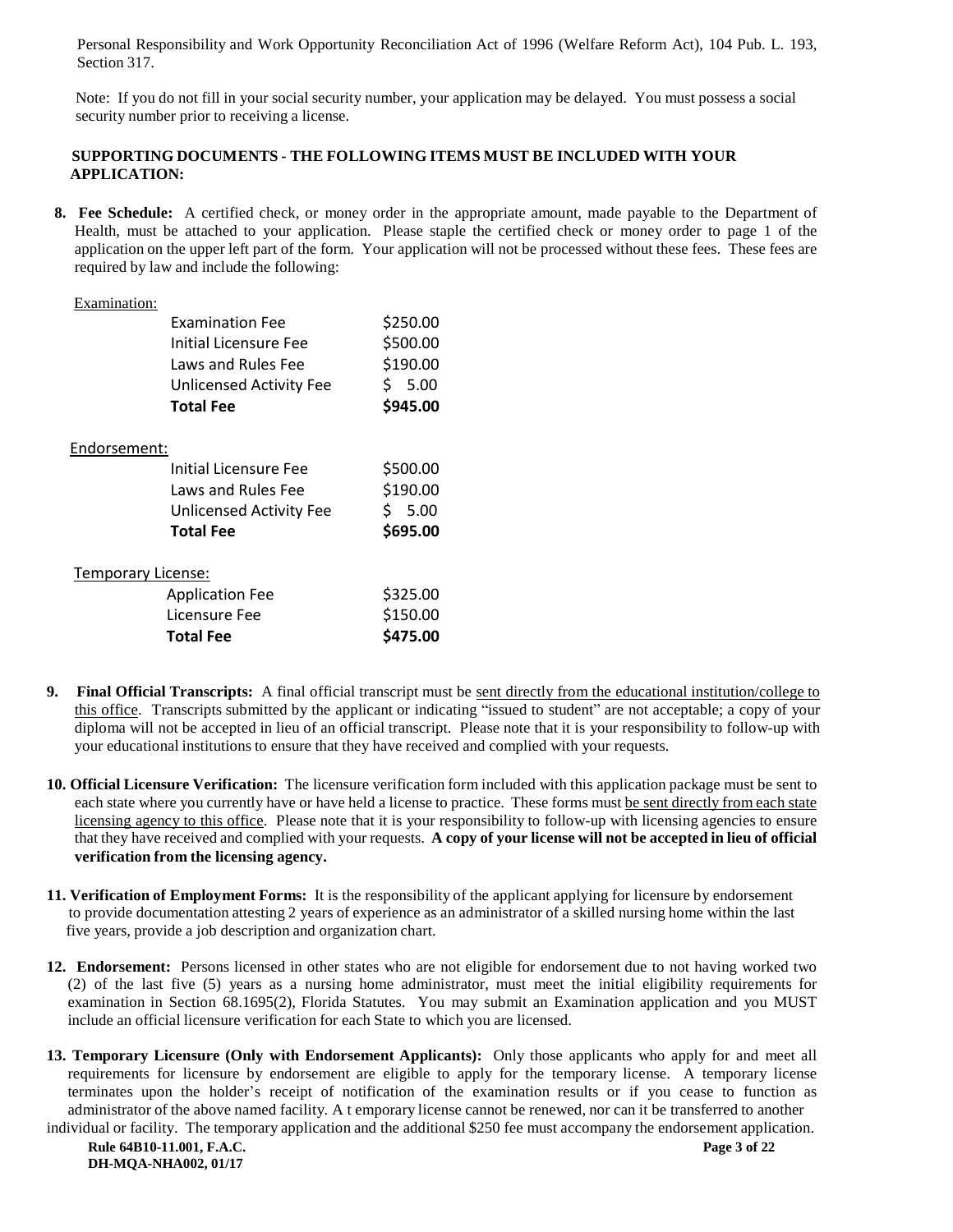Personal Responsibility and Work Opportunity Reconciliation Act of 1996 (Welfare Reform Act), 104 Pub. L. 193, Section 317.

Note: If you do not fill in your social security number, your application may be delayed. You must possess a social security number prior to receiving a license.

**SUPPORTING DOCUMENTS - THE FOLLOWING ITEMS MUST BE INCLUDED WITH YOUR APPLICATION:**

**8. Fee Schedule:** A certified check, or money order in the appropriate amount, made payable to the Department of Health, must be attached to your application. Please staple the certified check or money order to page 1 of the application on the upper left part of the form. Your application will not be processed without these fees. These fees are required by law and include the following:

Examination:

| | |
|---|---|
| Examination Fee | $250.00 |
| Initial Licensure Fee | $500.00 |
| Laws and Rules Fee | $190.00 |
| Unlicensed Activity Fee | $ 5.00 |
| **Total Fee** | **$945.00** |

Endorsement:

| | |
|---|---|
| Initial Licensure Fee | $500.00 |
| Laws and Rules Fee | $190.00 |
| Unlicensed Activity Fee | $ 5.00 |
| **Total Fee** | **$695.00** |

Temporary License:

| | |
|---|---|
| Application Fee | $325.00 |
| Licensure Fee | $150.00 |
| **Total Fee** | **$475.00** |

**9. Final Official Transcripts:** A final official transcript must be sent directly from the educational institution/college to this office. Transcripts submitted by the applicant or indicating "issued to student" are not acceptable; a copy of your diploma will not be accepted in lieu of an official transcript. Please note that it is your responsibility to follow-up with your educational institutions to ensure that they have received and complied with your requests.

**10. Official Licensure Verification:** The licensure verification form included with this application package must be sent to each state where you currently have or have held a license to practice. These forms must be sent directly from each state licensing agency to this office. Please note that it is your responsibility to follow-up with licensing agencies to ensure that they have received and complied with your requests. **A copy of your license will not be accepted in lieu of official verification from the licensing agency.**

**11. Verification of Employment Forms:** It is the responsibility of the applicant applying for licensure by endorsement to provide documentation attesting 2 years of experience as an administrator of a skilled nursing home within the last five years, provide a job description and organization chart.

**12. Endorsement:** Persons licensed in other states who are not eligible for endorsement due to not having worked two (2) of the last five (5) years as a nursing home administrator, must meet the initial eligibility requirements for examination in Section 68.1695(2), Florida Statutes. You may submit an Examination application and you MUST include an official licensure verification for each State to which you are licensed.

**13. Temporary Licensure (Only with Endorsement Applicants):** Only those applicants who apply for and meet all requirements for licensure by endorsement are eligible to apply for the temporary license. A temporary license terminates upon the holder's receipt of notification of the examination results or if you cease to function as administrator of the above named facility. A t emporary license cannot be renewed, nor can it be transferred to another individual or facility. The temporary application and the additional $250 fee must accompany the endorsement application.

**Rule 64B10-11.001, F.A.C.**
**DH-MQA-NHA002, 01/17**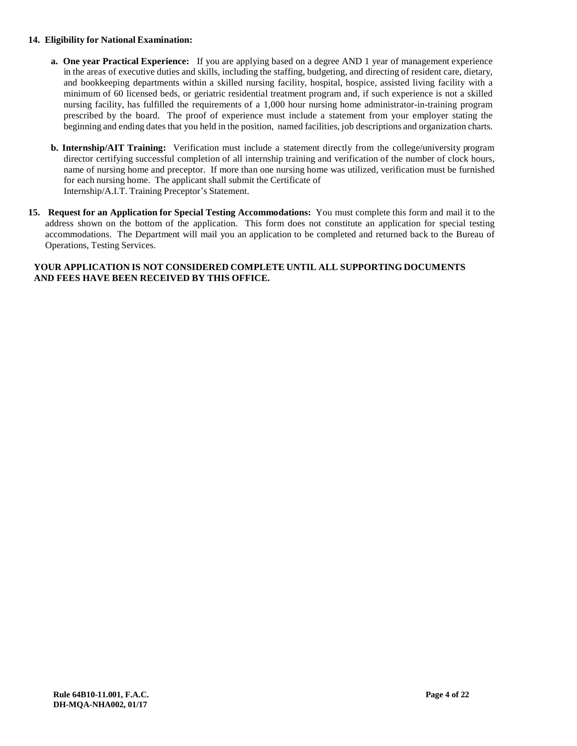**14. Eligibility for National Examination:**

- **a. One year Practical Experience:** If you are applying based on a degree AND 1 year of management experience in the areas of executive duties and skills, including the staffing, budgeting, and directing of resident care, dietary, and bookkeeping departments within a skilled nursing facility, hospital, hospice, assisted living facility with a minimum of 60 licensed beds, or geriatric residential treatment program and, if such experience is not a skilled nursing facility, has fulfilled the requirements of a 1,000 hour nursing home administrator-in-training program prescribed by the board. The proof of experience must include a statement from your employer stating the beginning and ending dates that you held in the position, named facilities, job descriptions and organization charts.

- **b. Internship/AIT Training:** Verification must include a statement directly from the college/university program director certifying successful completion of all internship training and verification of the number of clock hours, name of nursing home and preceptor. If more than one nursing home was utilized, verification must be furnished for each nursing home. The applicant shall submit the Certificate of Internship/A.I.T. Training Preceptor's Statement.

**15. Request for an Application for Special Testing Accommodations:** You must complete this form and mail it to the address shown on the bottom of the application. This form does not constitute an application for special testing accommodations. The Department will mail you an application to be completed and returned back to the Bureau of Operations, Testing Services.

**YOUR APPLICATION IS NOT CONSIDERED COMPLETE UNTIL ALL SUPPORTING DOCUMENTS AND FEES HAVE BEEN RECEIVED BY THIS OFFICE.**

**Rule 64B10-11.001, F.A.C.**
**DH-MQA-NHA002, 01/17**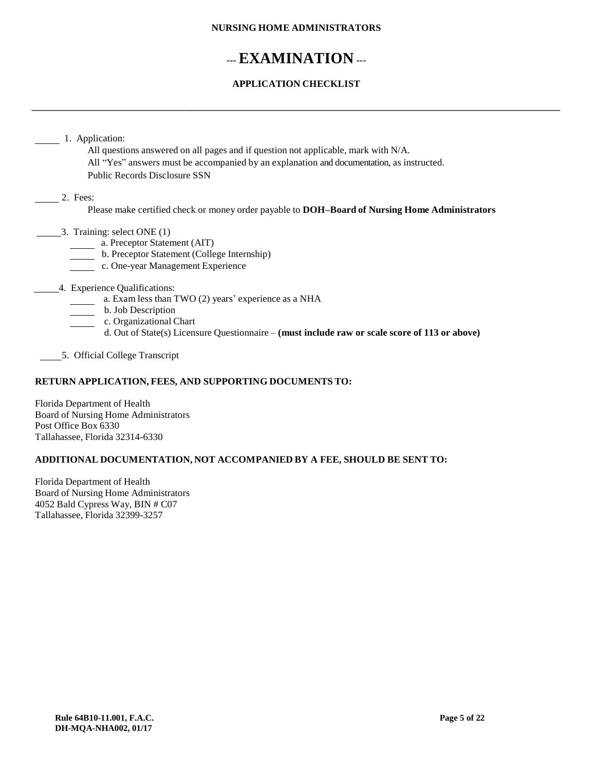**NURSING HOME ADMINISTRATORS**

# --- EXAMINATION ---

### APPLICATION CHECKLIST

---

_____ 1. Application:

All questions answered on all pages and if question not applicable, mark with N/A.

All "Yes" answers must be accompanied by an explanation and documentation, as instructed.

Public Records Disclosure SSN

_____ 2. Fees:

Please make certified check or money order payable to **DOH–Board of Nursing Home Administrators**

_____ 3. Training: select ONE (1)

_____ a. Preceptor Statement (AIT)

_____ b. Preceptor Statement (College Internship)

_____ c. One-year Management Experience

_____ 4. Experience Qualifications:

_____ a. Exam less than TWO (2) years' experience as a NHA

_____ b. Job Description

_____ c. Organizational Chart

d. Out of State(s) Licensure Questionnaire – **(must include raw or scale score of 113 or above)**

_____ 5. Official College Transcript

**RETURN APPLICATION, FEES, AND SUPPORTING DOCUMENTS TO:**

Florida Department of Health
Board of Nursing Home Administrators
Post Office Box 6330
Tallahassee, Florida 32314-6330

**ADDITIONAL DOCUMENTATION, NOT ACCOMPANIED BY A FEE, SHOULD BE SENT TO:**

Florida Department of Health
Board of Nursing Home Administrators
4052 Bald Cypress Way, BIN # C07
Tallahassee, Florida 32399-3257

**Rule 64B10-11.001, F.A.C.**
**DH-MQA-NHA002, 01/17**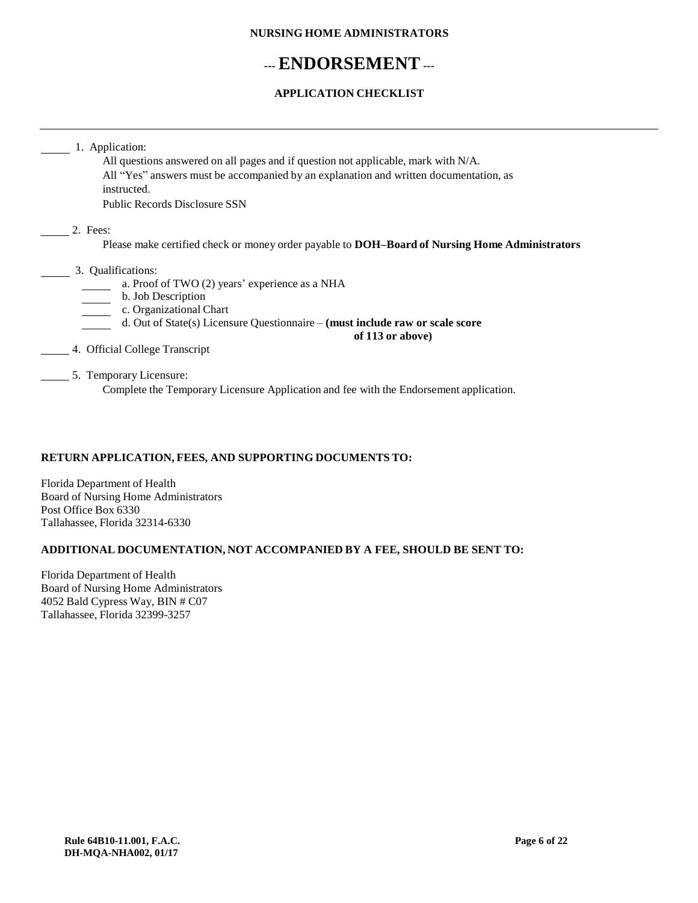**NURSING HOME ADMINISTRATORS**

# --- ENDORSEMENT ---

**APPLICATION CHECKLIST**

---

_____ 1. Application:

All questions answered on all pages and if question not applicable, mark with N/A.
All "Yes" answers must be accompanied by an explanation and written documentation, as instructed.
Public Records Disclosure SSN

_____ 2. Fees:

Please make certified check or money order payable to **DOH–Board of Nursing Home Administrators**

_____ 3. Qualifications:

_____ a. Proof of TWO (2) years' experience as a NHA
_____ b. Job Description
_____ c. Organizational Chart
_____ d. Out of State(s) Licensure Questionnaire – **(must include raw or scale score of 113 or above)**

_____ 4. Official College Transcript

_____ 5. Temporary Licensure:

Complete the Temporary Licensure Application and fee with the Endorsement application.

**RETURN APPLICATION, FEES, AND SUPPORTING DOCUMENTS TO:**

Florida Department of Health
Board of Nursing Home Administrators
Post Office Box 6330
Tallahassee, Florida 32314-6330

**ADDITIONAL DOCUMENTATION, NOT ACCOMPANIED BY A FEE, SHOULD BE SENT TO:**

Florida Department of Health
Board of Nursing Home Administrators
4052 Bald Cypress Way, BIN # C07
Tallahassee, Florida 32399-3257

**Rule 64B10-11.001, F.A.C.**
**DH-MQA-NHA002, 01/17**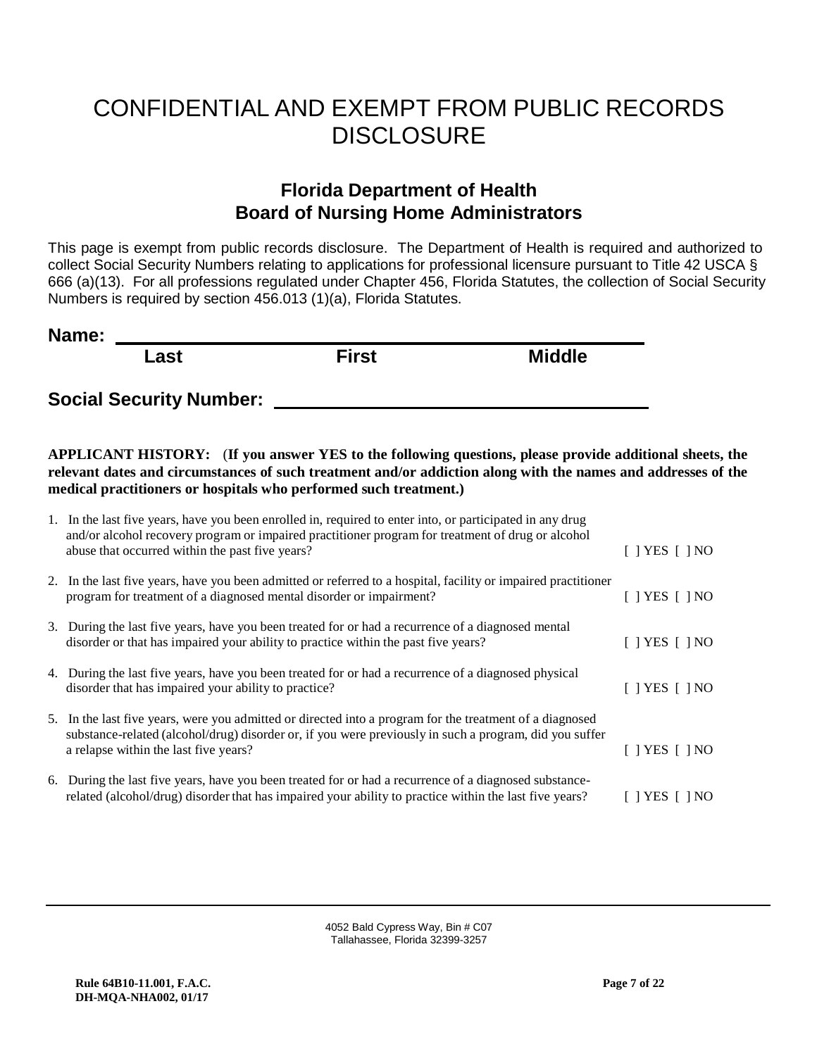# CONFIDENTIAL AND EXEMPT FROM PUBLIC RECORDS DISCLOSURE

## Florida Department of Health
## Board of Nursing Home Administrators

This page is exempt from public records disclosure. The Department of Health is required and authorized to collect Social Security Numbers relating to applications for professional licensure pursuant to Title 42 USCA § 666 (a)(13). For all professions regulated under Chapter 456, Florida Statutes, the collection of Social Security Numbers is required by section 456.013 (1)(a), Florida Statutes.

**Name:** ______________________________________________

**Last** **First** **Middle**

**Social Security Number:** ______________________________

**APPLICANT HISTORY:** (**If you answer YES to the following questions, please provide additional sheets, the relevant dates and circumstances of such treatment and/or addiction along with the names and addresses of the medical practitioners or hospitals who performed such treatment.)**

1. In the last five years, have you been enrolled in, required to enter into, or participated in any drug and/or alcohol recovery program or impaired practitioner program for treatment of drug or alcohol abuse that occurred within the past five years? [ ] YES [ ] NO

2. In the last five years, have you been admitted or referred to a hospital, facility or impaired practitioner program for treatment of a diagnosed mental disorder or impairment? [ ] YES [ ] NO

3. During the last five years, have you been treated for or had a recurrence of a diagnosed mental disorder or that has impaired your ability to practice within the past five years? [ ] YES [ ] NO

4. During the last five years, have you been treated for or had a recurrence of a diagnosed physical disorder that has impaired your ability to practice? [ ] YES [ ] NO

5. In the last five years, were you admitted or directed into a program for the treatment of a diagnosed substance-related (alcohol/drug) disorder or, if you were previously in such a program, did you suffer a relapse within the last five years? [ ] YES [ ] NO

6. During the last five years, have you been treated for or had a recurrence of a diagnosed substance-related (alcohol/drug) disorder that has impaired your ability to practice within the last five years? [ ] YES [ ] NO

4052 Bald Cypress Way, Bin # C07
Tallahassee, Florida 32399-3257

**Rule 64B10-11.001, F.A.C.**
**DH-MQA-NHA002, 01/17**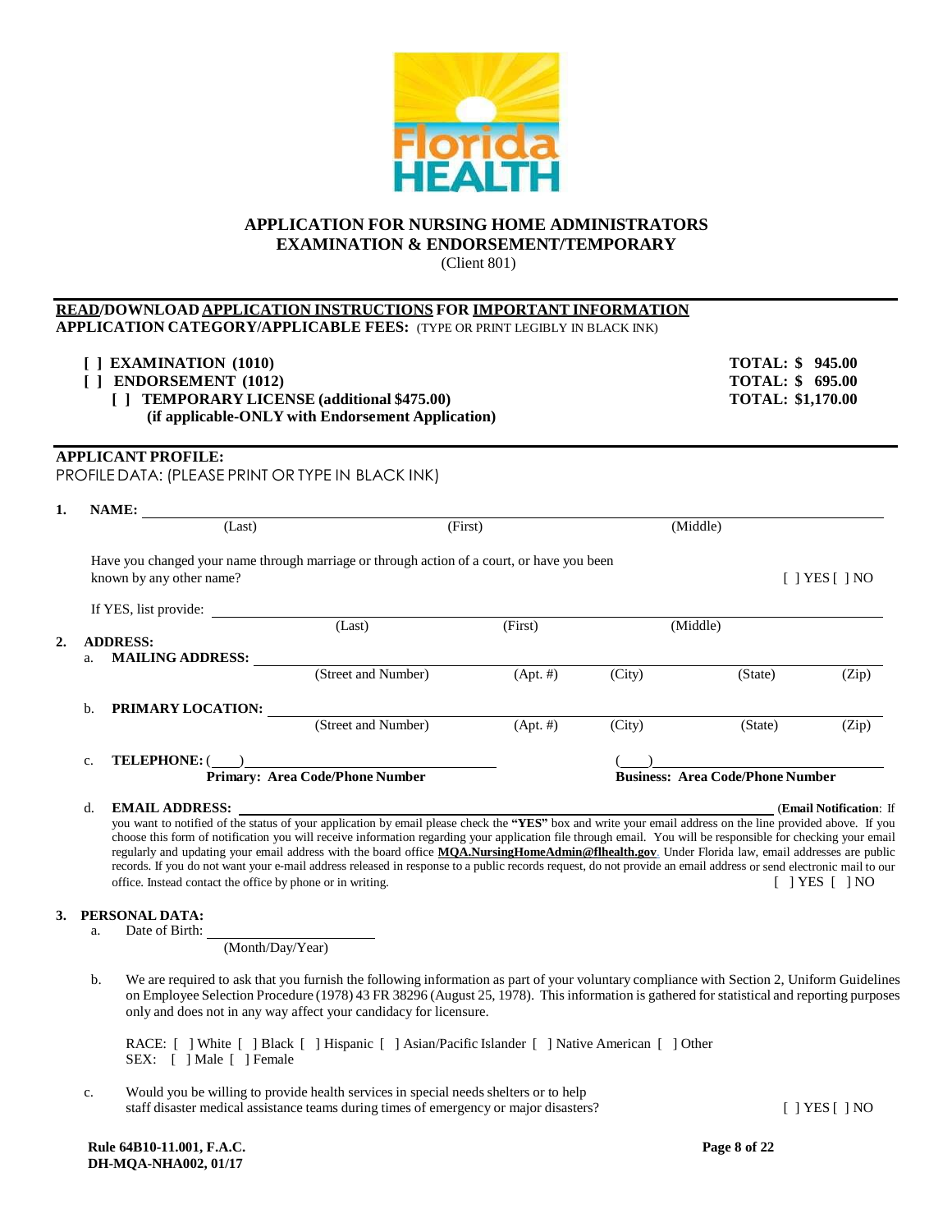# APPLICATION FOR NURSING HOME ADMINISTRATORS EXAMINATION & ENDORSEMENT/TEMPORARY

(Client 801)

**READ/DOWNLOAD APPLICATION INSTRUCTIONS FOR IMPORTANT INFORMATION**

**APPLICATION CATEGORY/APPLICABLE FEES:** (TYPE OR PRINT LEGIBLY IN BLACK INK)

| | |
|---|---|
| **[ ] EXAMINATION (1010)** | **TOTAL: $ 945.00** |
| **[ ] ENDORSEMENT (1012)** | **TOTAL: $ 695.00** |
| **[ ] TEMPORARY LICENSE (additional $475.00) (if applicable-ONLY with Endorsement Application)** | **TOTAL: $1,170.00** |

## APPLICANT PROFILE:

PROFILE DATA: (PLEASE PRINT OR TYPE IN BLACK INK)

**1. NAME:** ______________________________
(Last) (First) (Middle)

Have you changed your name through marriage or through action of a court, or have you been known by any other name? [ ] YES [ ] NO

If YES, list provide: ______________________________
(Last) (First) (Middle)

**2. ADDRESS:**

a. **MAILING ADDRESS:** ______________________________
(Street and Number) (Apt. #) (City) (State) (Zip)

b. **PRIMARY LOCATION:** ______________________________
(Street and Number) (Apt. #) (City) (State) (Zip)

c. **TELEPHONE:** (\_\_\_)______________ (\_\_\_)______________
**Primary: Area Code/Phone Number** **Business: Area Code/Phone Number**

d. **EMAIL ADDRESS:** ______________________________ (**Email Notification**: If you want to notified of the status of your application by email please check the **"YES"** box and write your email address on the line provided above. If you choose this form of notification you will receive information regarding your application file through email. You will be responsible for checking your email regularly and updating your email address with the board office **MQA.NursingHomeAdmin@flhealth.gov**. Under Florida law, email addresses are public records. If you do not want your e-mail address released in response to a public records request, do not provide an email address or send electronic mail to our office. Instead contact the office by phone or in writing. [ ] YES [ ] NO

**3. PERSONAL DATA:**

a. Date of Birth: ______________
(Month/Day/Year)

b. We are required to ask that you furnish the following information as part of your voluntary compliance with Section 2, Uniform Guidelines on Employee Selection Procedure (1978) 43 FR 38296 (August 25, 1978). This information is gathered for statistical and reporting purposes only and does not in any way affect your candidacy for licensure.

RACE: [ ] White [ ] Black [ ] Hispanic [ ] Asian/Pacific Islander [ ] Native American [ ] Other
SEX: [ ] Male [ ] Female

c. Would you be willing to provide health services in special needs shelters or to help staff disaster medical assistance teams during times of emergency or major disasters? [ ] YES [ ] NO

**Rule 64B10-11.001, F.A.C.**
**DH-MQA-NHA002, 01/17**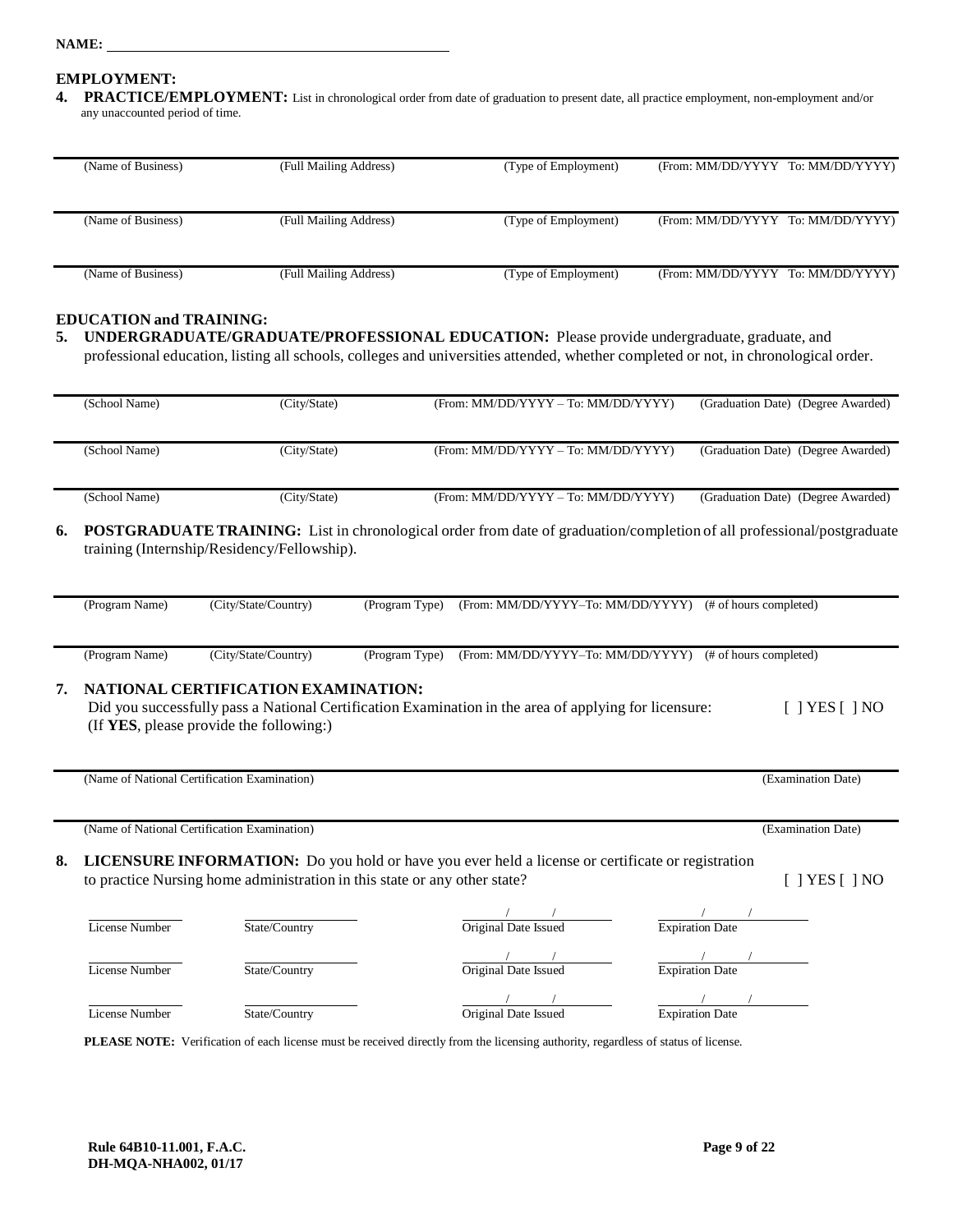**NAME:** ____________________________________________

## EMPLOYMENT:

**4. PRACTICE/EMPLOYMENT:** List in chronological order from date of graduation to present date, all practice employment, non-employment and/or any unaccounted period of time.

| (Name of Business) | (Full Mailing Address) | (Type of Employment) | (From: MM/DD/YYYY To: MM/DD/YYYY) |
|---|---|---|---|
| (Name of Business) | (Full Mailing Address) | (Type of Employment) | (From: MM/DD/YYYY To: MM/DD/YYYY) |
| (Name of Business) | (Full Mailing Address) | (Type of Employment) | (From: MM/DD/YYYY To: MM/DD/YYYY) |

## EDUCATION and TRAINING:

**5. UNDERGRADUATE/GRADUATE/PROFESSIONAL EDUCATION:** Please provide undergraduate, graduate, and professional education, listing all schools, colleges and universities attended, whether completed or not, in chronological order.

| (School Name) | (City/State) | (From: MM/DD/YYYY – To: MM/DD/YYYY) | (Graduation Date) (Degree Awarded) |
|---|---|---|---|
| (School Name) | (City/State) | (From: MM/DD/YYYY – To: MM/DD/YYYY) | (Graduation Date) (Degree Awarded) |
| (School Name) | (City/State) | (From: MM/DD/YYYY – To: MM/DD/YYYY) | (Graduation Date) (Degree Awarded) |

**6. POSTGRADUATE TRAINING:** List in chronological order from date of graduation/completion of all professional/postgraduate training (Internship/Residency/Fellowship).

| (Program Name) | (City/State/Country) | (Program Type) | (From: MM/DD/YYYY–To: MM/DD/YYYY) | (# of hours completed) |
|---|---|---|---|---|
| (Program Name) | (City/State/Country) | (Program Type) | (From: MM/DD/YYYY–To: MM/DD/YYYY) | (# of hours completed) |

**7. NATIONAL CERTIFICATION EXAMINATION:**

Did you successfully pass a National Certification Examination in the area of applying for licensure: [ ] YES [ ] NO

(If **YES**, please provide the following:)

| (Name of National Certification Examination) | (Examination Date) |
|---|---|
| (Name of National Certification Examination) | (Examination Date) |

**8. LICENSURE INFORMATION:** Do you hold or have you ever held a license or certificate or registration to practice Nursing home administration in this state or any other state? [ ] YES [ ] NO

| License Number | State/Country | Original Date Issued | Expiration Date |
|---|---|---|---|
| | | / / | / / |
| | | / / | / / |
| | | / / | / / |

**PLEASE NOTE:** Verification of each license must be received directly from the licensing authority, regardless of status of license.

**Rule 64B10-11.001, F.A.C.**
**DH-MQA-NHA002, 01/17**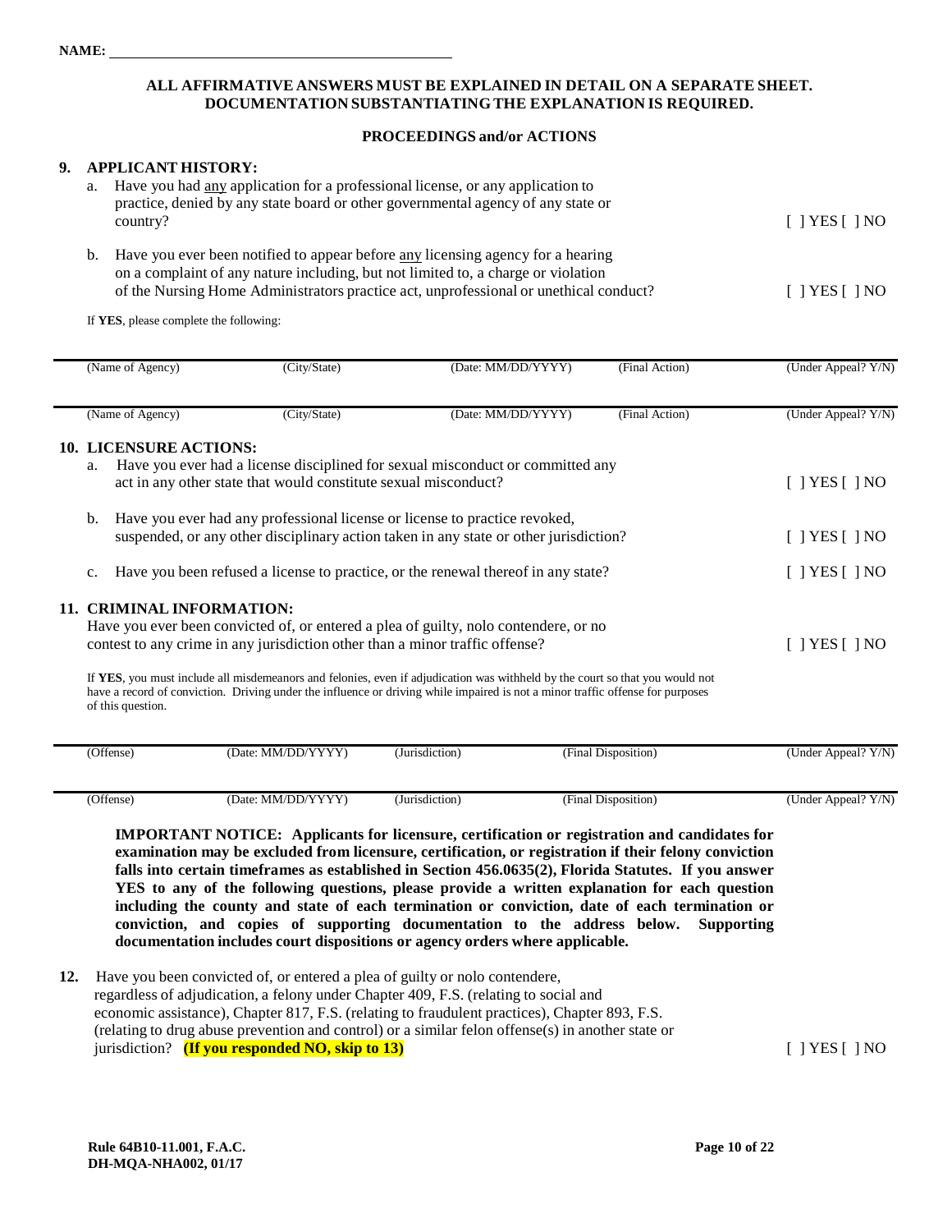NAME: ______________________________

**ALL AFFIRMATIVE ANSWERS MUST BE EXPLAINED IN DETAIL ON A SEPARATE SHEET. DOCUMENTATION SUBSTANTIATING THE EXPLANATION IS REQUIRED.**

**PROCEEDINGS and/or ACTIONS**

**9. APPLICANT HISTORY:**

a. Have you had any application for a professional license, or any application to practice, denied by any state board or other governmental agency of any state or country? [ ] YES [ ] NO

b. Have you ever been notified to appear before any licensing agency for a hearing on a complaint of any nature including, but not limited to, a charge or violation of the Nursing Home Administrators practice act, unprofessional or unethical conduct? [ ] YES [ ] NO

If **YES**, please complete the following:

| (Name of Agency) | (City/State) | (Date: MM/DD/YYYY) | (Final Action) | (Under Appeal? Y/N) |
|---|---|---|---|---|
| | | | | |
| (Name of Agency) | (City/State) | (Date: MM/DD/YYYY) | (Final Action) | (Under Appeal? Y/N) |

**10. LICENSURE ACTIONS:**

a. Have you ever had a license disciplined for sexual misconduct or committed any act in any other state that would constitute sexual misconduct? [ ] YES [ ] NO

b. Have you ever had any professional license or license to practice revoked, suspended, or any other disciplinary action taken in any state or other jurisdiction? [ ] YES [ ] NO

c. Have you been refused a license to practice, or the renewal thereof in any state? [ ] YES [ ] NO

**11. CRIMINAL INFORMATION:**

Have you ever been convicted of, or entered a plea of guilty, nolo contendere, or no contest to any crime in any jurisdiction other than a minor traffic offense? [ ] YES [ ] NO

If **YES**, you must include all misdemeanors and felonies, even if adjudication was withheld by the court so that you would not have a record of conviction. Driving under the influence or driving while impaired is not a minor traffic offense for purposes of this question.

| (Offense) | (Date: MM/DD/YYYY) | (Jurisdiction) | (Final Disposition) | (Under Appeal? Y/N) |
|---|---|---|---|---|
| | | | | |
| (Offense) | (Date: MM/DD/YYYY) | (Jurisdiction) | (Final Disposition) | (Under Appeal? Y/N) |

**IMPORTANT NOTICE: Applicants for licensure, certification or registration and candidates for examination may be excluded from licensure, certification, or registration if their felony conviction falls into certain timeframes as established in Section 456.0635(2), Florida Statutes. If you answer YES to any of the following questions, please provide a written explanation for each question including the county and state of each termination or conviction, date of each termination or conviction, and copies of supporting documentation to the address below. Supporting documentation includes court dispositions or agency orders where applicable.**

**12.** Have you been convicted of, or entered a plea of guilty or nolo contendere, regardless of adjudication, a felony under Chapter 409, F.S. (relating to social and economic assistance), Chapter 817, F.S. (relating to fraudulent practices), Chapter 893, F.S. (relating to drug abuse prevention and control) or a similar felon offense(s) in another state or jurisdiction? **(If you responded NO, skip to 13)** [ ] YES [ ] NO

**Rule 64B10-11.001, F.A.C.**
**DH-MQA-NHA002, 01/17**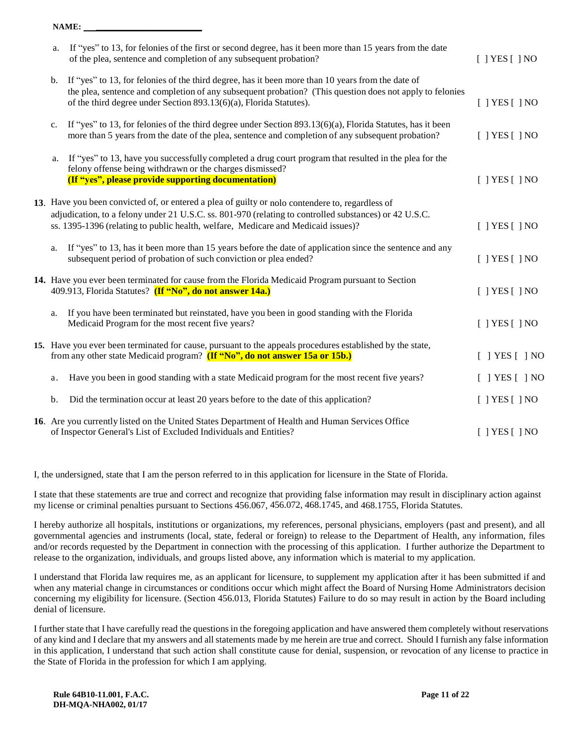NAME: ___________________________

a. If "yes" to 13, for felonies of the first or second degree, has it been more than 15 years from the date of the plea, sentence and completion of any subsequent probation? [ ] YES [ ] NO

b. If "yes" to 13, for felonies of the third degree, has it been more than 10 years from the date of the plea, sentence and completion of any subsequent probation? (This question does not apply to felonies of the third degree under Section 893.13(6)(a), Florida Statutes). [ ] YES [ ] NO

c. If "yes" to 13, for felonies of the third degree under Section 893.13(6)(a), Florida Statutes, has it been more than 5 years from the date of the plea, sentence and completion of any subsequent probation? [ ] YES [ ] NO

a. If "yes" to 13, have you successfully completed a drug court program that resulted in the plea for the felony offense being withdrawn or the charges dismissed? **(If "yes", please provide supporting documentation)** [ ] YES [ ] NO

**13**. Have you been convicted of, or entered a plea of guilty or nolo contendere to, regardless of adjudication, to a felony under 21 U.S.C. ss. 801-970 (relating to controlled substances) or 42 U.S.C. ss. 1395-1396 (relating to public health, welfare, Medicare and Medicaid issues)? [ ] YES [ ] NO

a. If "yes" to 13, has it been more than 15 years before the date of application since the sentence and any subsequent period of probation of such conviction or plea ended? [ ] YES [ ] NO

**14.** Have you ever been terminated for cause from the Florida Medicaid Program pursuant to Section 409.913, Florida Statutes? **(If "No", do not answer 14a.)** [ ] YES [ ] NO

a. If you have been terminated but reinstated, have you been in good standing with the Florida Medicaid Program for the most recent five years? [ ] YES [ ] NO

**15.** Have you ever been terminated for cause, pursuant to the appeals procedures established by the state, from any other state Medicaid program? **(If "No", do not answer 15a or 15b.)** [ ] YES [ ] NO

a. Have you been in good standing with a state Medicaid program for the most recent five years? [ ] YES [ ] NO

b. Did the termination occur at least 20 years before to the date of this application? [ ] YES [ ] NO

**16**. Are you currently listed on the United States Department of Health and Human Services Office of Inspector General's List of Excluded Individuals and Entities? [ ] YES [ ] NO

I, the undersigned, state that I am the person referred to in this application for licensure in the State of Florida.

I state that these statements are true and correct and recognize that providing false information may result in disciplinary action against my license or criminal penalties pursuant to Sections 456.067, 456.072, 468.1745, and 468.1755, Florida Statutes.

I hereby authorize all hospitals, institutions or organizations, my references, personal physicians, employers (past and present), and all governmental agencies and instruments (local, state, federal or foreign) to release to the Department of Health, any information, files and/or records requested by the Department in connection with the processing of this application. I further authorize the Department to release to the organization, individuals, and groups listed above, any information which is material to my application.

I understand that Florida law requires me, as an applicant for licensure, to supplement my application after it has been submitted if and when any material change in circumstances or conditions occur which might affect the Board of Nursing Home Administrators decision concerning my eligibility for licensure. (Section 456.013, Florida Statutes) Failure to do so may result in action by the Board including denial of licensure.

I further state that I have carefully read the questions in the foregoing application and have answered them completely without reservations of any kind and I declare that my answers and all statements made by me herein are true and correct. Should I furnish any false information in this application, I understand that such action shall constitute cause for denial, suspension, or revocation of any license to practice in the State of Florida in the profession for which I am applying.

**Rule 64B10-11.001, F.A.C.**
**DH-MQA-NHA002, 01/17**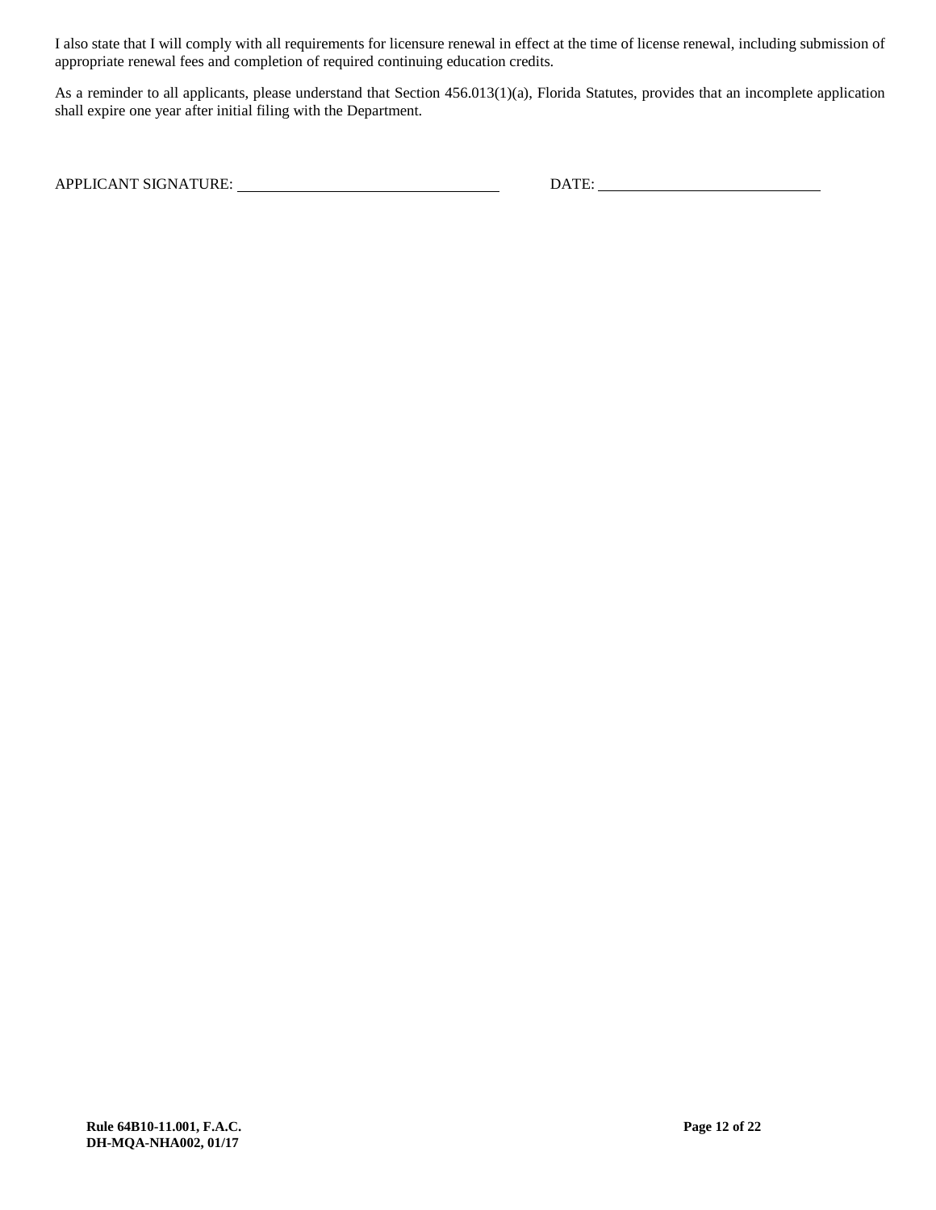I also state that I will comply with all requirements for licensure renewal in effect at the time of license renewal, including submission of appropriate renewal fees and completion of required continuing education credits.

As a reminder to all applicants, please understand that Section 456.013(1)(a), Florida Statutes, provides that an incomplete application shall expire one year after initial filing with the Department.

APPLICANT SIGNATURE: ______________________________ DATE: ___________________________

**Rule 64B10-11.001, F.A.C.**
**DH-MQA-NHA002, 01/17**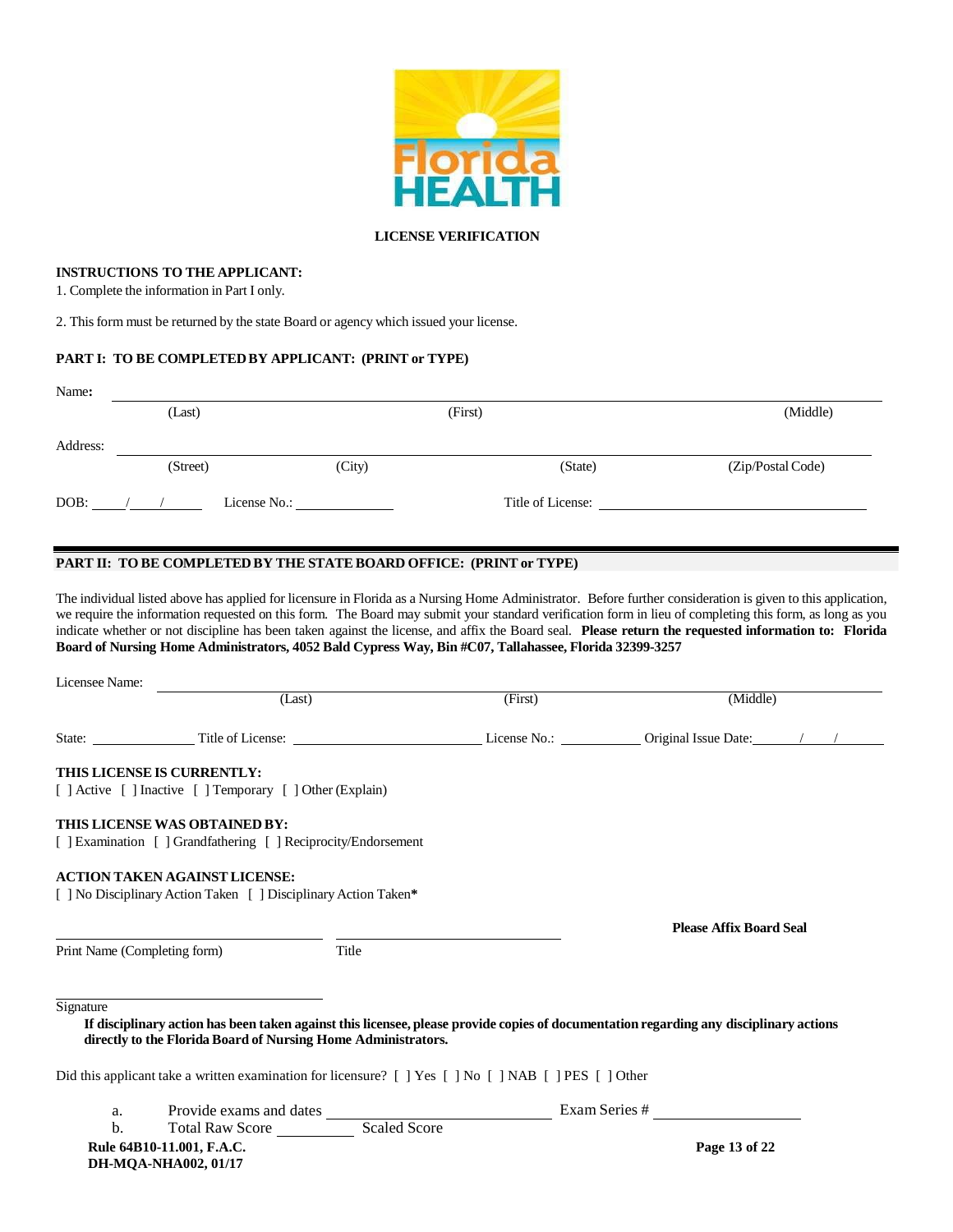**LICENSE VERIFICATION**

**INSTRUCTIONS TO THE APPLICANT:**

1. Complete the information in Part I only.

2. This form must be returned by the state Board or agency which issued your license.

**PART I: TO BE COMPLETED BY APPLICANT: (PRINT or TYPE)**

Name: ______________________________________________________________
(Last) (First) (Middle)

Address: ____________________________________________________________
(Street) (City) (State) (Zip/Postal Code)

DOB: ____/____/______ License No.: ______________ Title of License: ______________________________

**PART II: TO BE COMPLETED BY THE STATE BOARD OFFICE: (PRINT or TYPE)**

The individual listed above has applied for licensure in Florida as a Nursing Home Administrator. Before further consideration is given to this application, we require the information requested on this form. The Board may submit your standard verification form in lieu of completing this form, as long as you indicate whether or not discipline has been taken against the license, and affix the Board seal. **Please return the requested information to: Florida Board of Nursing Home Administrators, 4052 Bald Cypress Way, Bin #C07, Tallahassee, Florida 32399-3257**

Licensee Name: ______________________________________________________________
(Last) (First) (Middle)

State: ______________ Title of License: ________________________ License No.: ___________ Original Issue Date: _____/____/______

**THIS LICENSE IS CURRENTLY:**

[ ] Active [ ] Inactive [ ] Temporary [ ] Other (Explain)

**THIS LICENSE WAS OBTAINED BY:**

[ ] Examination [ ] Grandfathering [ ] Reciprocity/Endorsement

**ACTION TAKEN AGAINST LICENSE:**

[ ] No Disciplinary Action Taken [ ] Disciplinary Action Taken*

**Please Affix Board Seal**

______________________________ ______________________________
Print Name (Completing form) Title

______________________________
Signature

**If disciplinary action has been taken against this licensee, please provide copies of documentation regarding any disciplinary actions directly to the Florida Board of Nursing Home Administrators.**

Did this applicant take a written examination for licensure? [ ] Yes [ ] No [ ] NAB [ ] PES [ ] Other

a. Provide exams and dates ______________________________ Exam Series # ________________

b. Total Raw Score __________ Scaled Score

**Rule 64B10-11.001, F.A.C.**
**DH-MQA-NHA002, 01/17**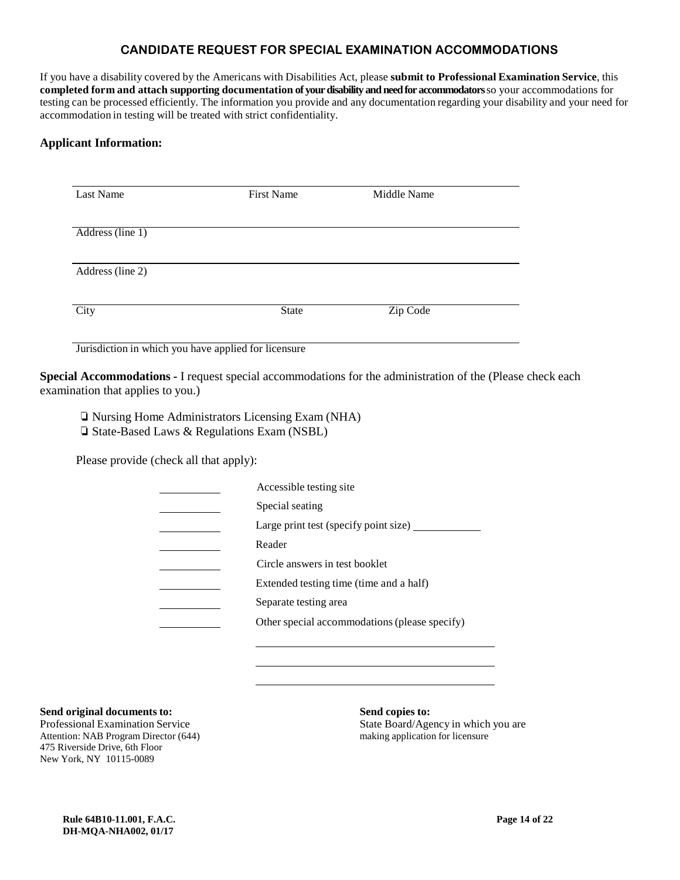## CANDIDATE REQUEST FOR SPECIAL EXAMINATION ACCOMMODATIONS

If you have a disability covered by the Americans with Disabilities Act, please **submit to Professional Examination Service**, this **completed form and attach supporting documentation of your disability and need for accommodators** so your accommodations for testing can be processed efficiently. The information you provide and any documentation regarding your disability and your need for accommodation in testing will be treated with strict confidentiality.

### Applicant Information:

______________________________________________
Last Name First Name Middle Name

______________________________________________
Address (line 1)

______________________________________________
Address (line 2)

______________________________________________
City State Zip Code

______________________________________________
Jurisdiction in which you have applied for licensure

**Special Accommodations -** I request special accommodations for the administration of the (Please check each examination that applies to you.)

❑ Nursing Home Administrators Licensing Exam (NHA)
❑ State-Based Laws & Regulations Exam (NSBL)

Please provide (check all that apply):

__________ Accessible testing site
__________ Special seating
__________ Large print test (specify point size) ____________
__________ Reader
__________ Circle answers in test booklet
__________ Extended testing time (time and a half)
__________ Separate testing area
__________ Other special accommodations (please specify)

______________________________________
______________________________________
______________________________________

**Send original documents to:**
Professional Examination Service
Attention: NAB Program Director (644)
475 Riverside Drive, 6th Floor
New York, NY 10115-0089

**Send copies to:**
State Board/Agency in which you are making application for licensure

**Rule 64B10-11.001, F.A.C.**
**DH-MQA-NHA002, 01/17**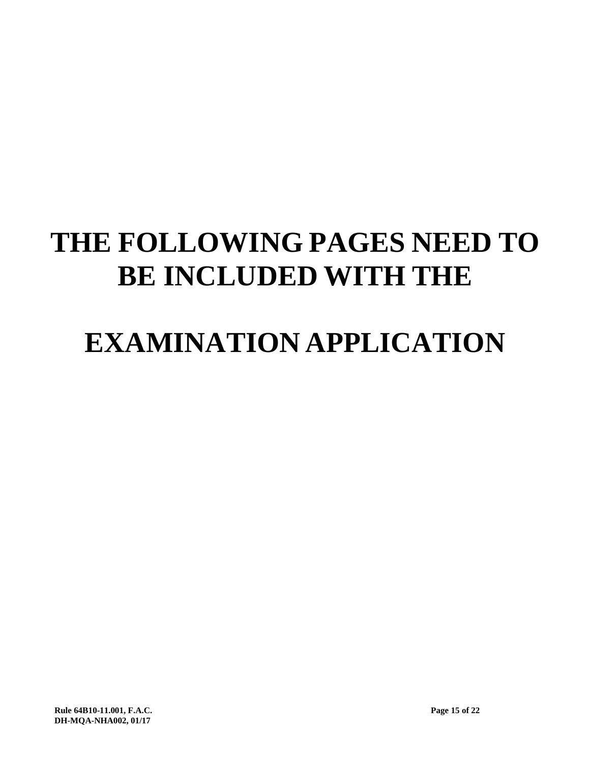# THE FOLLOWING PAGES NEED TO BE INCLUDED WITH THE

# EXAMINATION APPLICATION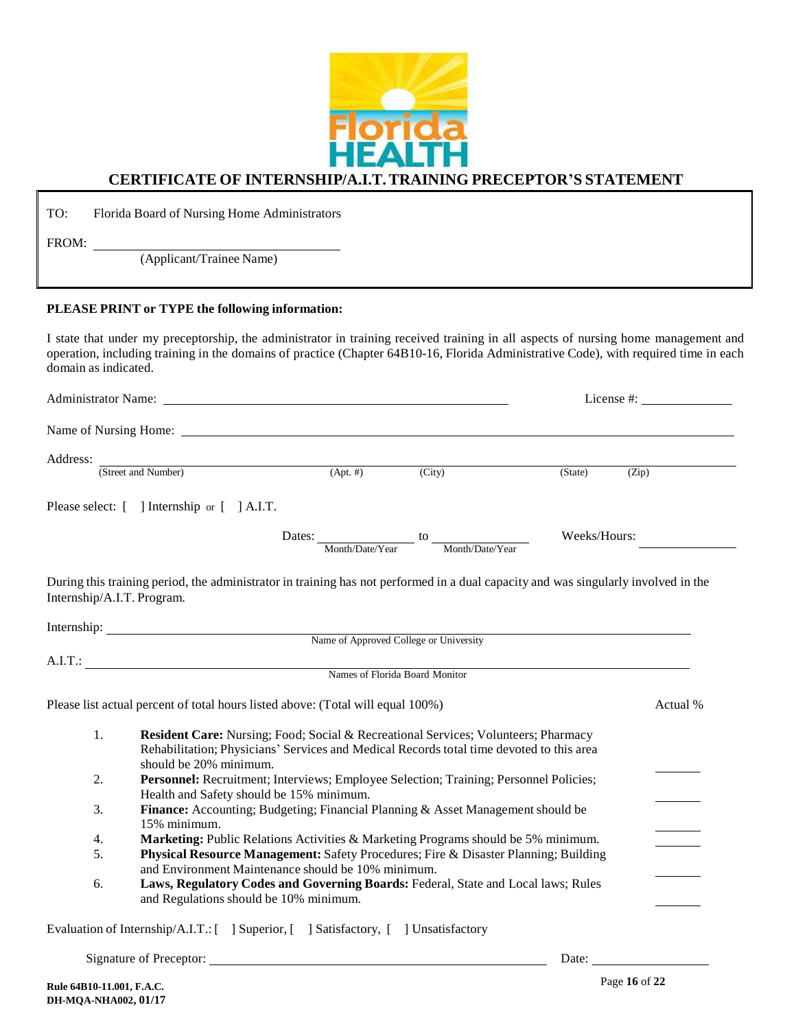# CERTIFICATE OF INTERNSHIP/A.I.T. TRAINING PRECEPTOR'S STATEMENT

TO: Florida Board of Nursing Home Administrators

FROM: ______________________________
(Applicant/Trainee Name)

**PLEASE PRINT or TYPE the following information:**

I state that under my preceptorship, the administrator in training received training in all aspects of nursing home management and operation, including training in the domains of practice (Chapter 64B10-16, Florida Administrative Code), with required time in each domain as indicated.

Administrator Name: ______________________________ License #: ____________

Name of Nursing Home: ______________________________

Address: ______________________________
(Street and Number) (Apt. #) (City) (State) (Zip)

Please select: [ ] Internship or [ ] A.I.T.

Dates: ____________ to ____________ Weeks/Hours: ____________
Month/Date/Year Month/Date/Year

During this training period, the administrator in training has not performed in a dual capacity and was singularly involved in the Internship/A.I.T. Program.

Internship: ______________________________
Name of Approved College or University

A.I.T.: ______________________________
Names of Florida Board Monitor

Please list actual percent of total hours listed above: (Total will equal 100%) Actual %

1. **Resident Care:** Nursing; Food; Social & Recreational Services; Volunteers; Pharmacy Rehabilitation; Physicians' Services and Medical Records total time devoted to this area should be 20% minimum. ______
2. **Personnel:** Recruitment; Interviews; Employee Selection; Training; Personnel Policies; Health and Safety should be 15% minimum. ______
3. **Finance:** Accounting; Budgeting; Financial Planning & Asset Management should be 15% minimum. ______
4. **Marketing:** Public Relations Activities & Marketing Programs should be 5% minimum. ______
5. **Physical Resource Management:** Safety Procedures; Fire & Disaster Planning; Building and Environment Maintenance should be 10% minimum. ______
6. **Laws, Regulatory Codes and Governing Boards:** Federal, State and Local laws; Rules and Regulations should be 10% minimum. ______

Evaluation of Internship/A.I.T.: [ ] Superior, [ ] Satisfactory, [ ] Unsatisfactory

Signature of Preceptor: ______________________________ Date: ____________

**Rule 64B10-11.001, F.A.C.**
**DH-MQA-NHA002, 01/17**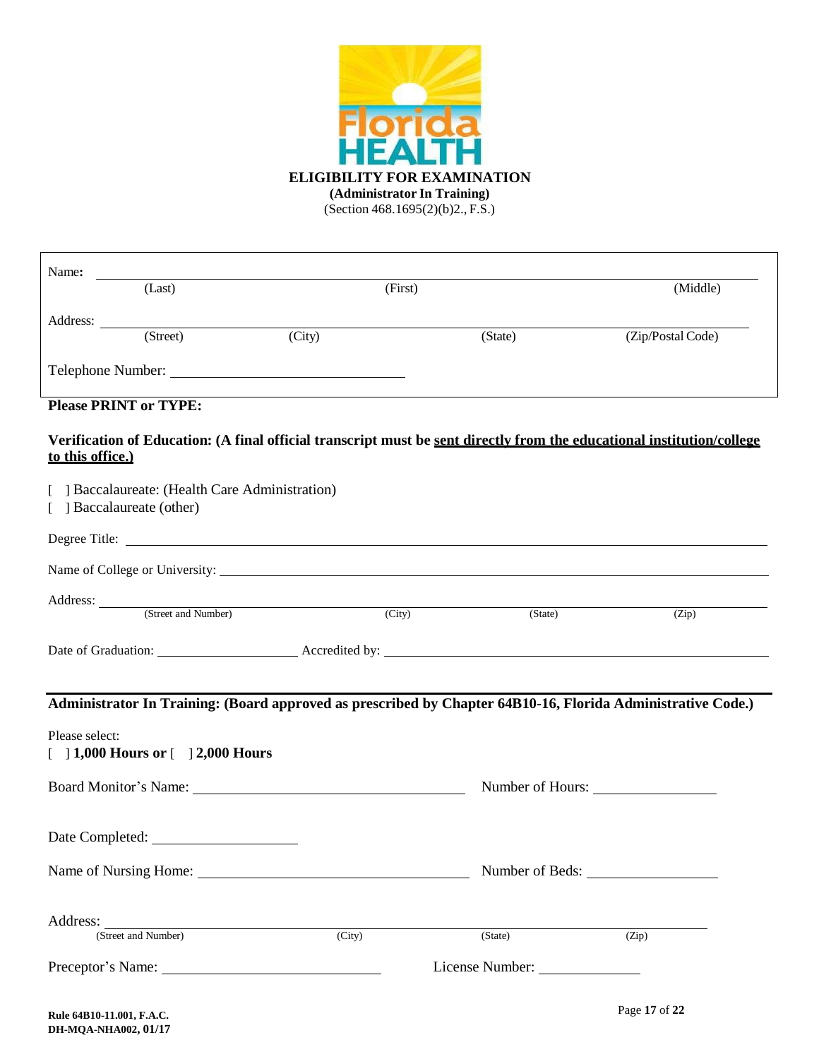# ELIGIBILITY FOR EXAMINATION

**(Administrator In Training)**

(Section 468.1695(2)(b)2., F.S.)

Name: ______________________________________________

(Last) (First) (Middle)

Address: ______________________________________________

(Street) (City) (State) (Zip/Postal Code)

Telephone Number: ____________________

**Please PRINT or TYPE:**

**Verification of Education: (A final official transcript must be <u>sent directly from the educational institution/college to this office.</u>)**

[ ] Baccalaureate: (Health Care Administration)
[ ] Baccalaureate (other)

Degree Title: ______________________________________________

Name of College or University: ______________________________________________

Address: ______________________________________________

(Street and Number) (City) (State) (Zip)

Date of Graduation: ____________________ Accredited by: ______________________________

---

**Administrator In Training: (Board approved as prescribed by Chapter 64B10-16, Florida Administrative Code.)**

Please select:
[ ] **1,000 Hours or** [ ] **2,000 Hours**

Board Monitor's Name: ______________________________ Number of Hours: ______________

Date Completed: ____________________

Name of Nursing Home: ______________________________ Number of Beds: ______________

Address: ______________________________________________

(Street and Number) (City) (State) (Zip)

Preceptor's Name: ______________________________ License Number: ______________

**Rule 64B10-11.001, F.A.C.**
**DH-MQA-NHA002, 01/17**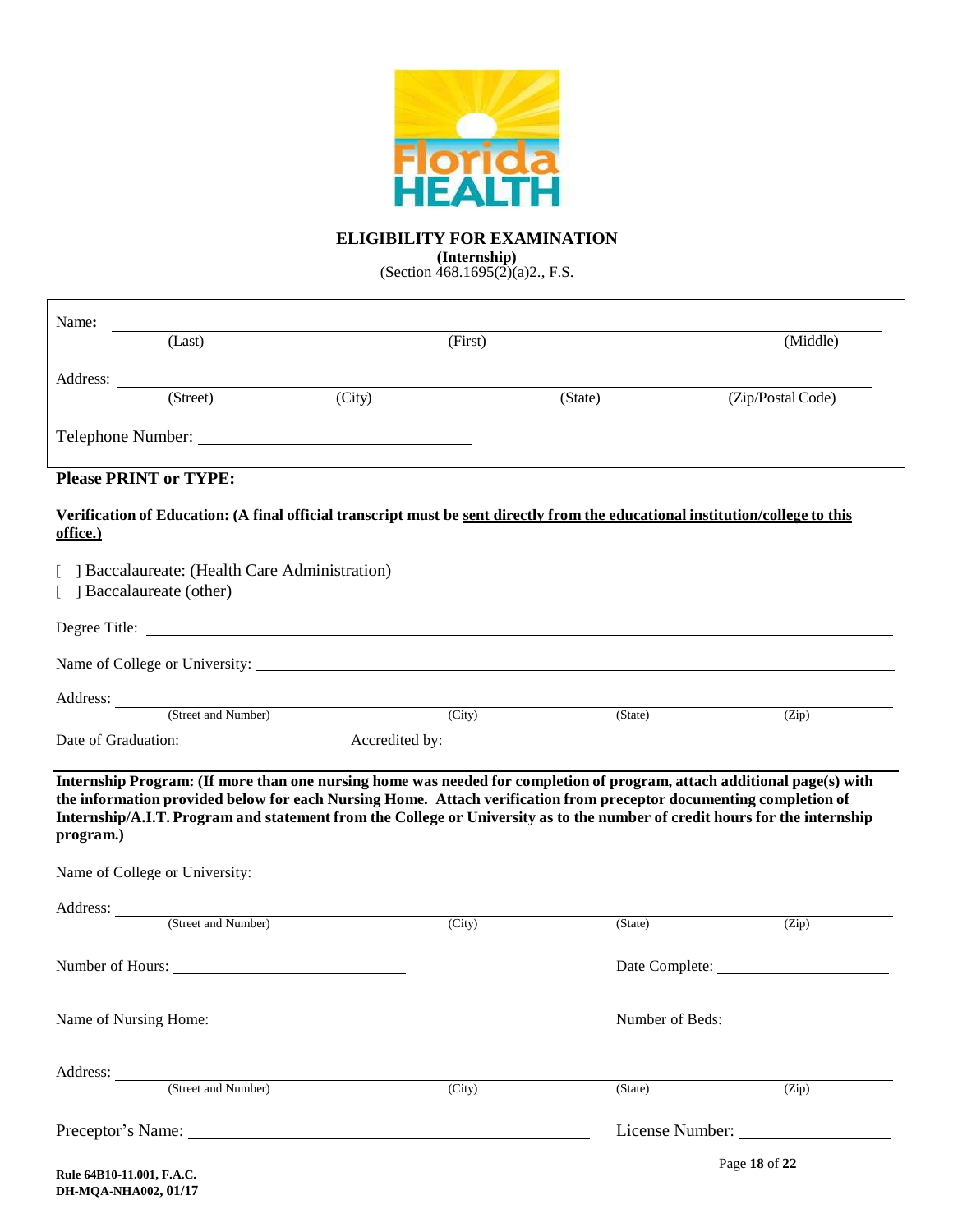# ELIGIBILITY FOR EXAMINATION

**(Internship)**

(Section 468.1695(2)(a)2., F.S.

Name: ______________________________________________
(Last) (First) (Middle)

Address: ______________________________________________
(Street) (City) (State) (Zip/Postal Code)

Telephone Number: ______________________________

**Please PRINT or TYPE:**

**Verification of Education: (A final official transcript must be sent directly from the educational institution/college to this office.)**

[ ] Baccalaureate: (Health Care Administration)
[ ] Baccalaureate (other)

Degree Title: ______________________________________________

Name of College or University: ______________________________________________

Address: ______________________________________________
(Street and Number) (City) (State) (Zip)

Date of Graduation: ____________________ Accredited by: ______________________________

**Internship Program: (If more than one nursing home was needed for completion of program, attach additional page(s) with the information provided below for each Nursing Home. Attach verification from preceptor documenting completion of Internship/A.I.T. Program and statement from the College or University as to the number of credit hours for the internship program.)**

Name of College or University: ______________________________________________

Address: ______________________________________________
(Street and Number) (City) (State) (Zip)

Number of Hours: ____________________ Date Complete: ____________________

Name of Nursing Home: ______________________________ Number of Beds: ____________________

Address: ______________________________________________
(Street and Number) (City) (State) (Zip)

Preceptor's Name: ______________________________ License Number: ____________________

Rule 64B10-11.001, F.A.C.
DH-MQA-NHA002, 01/17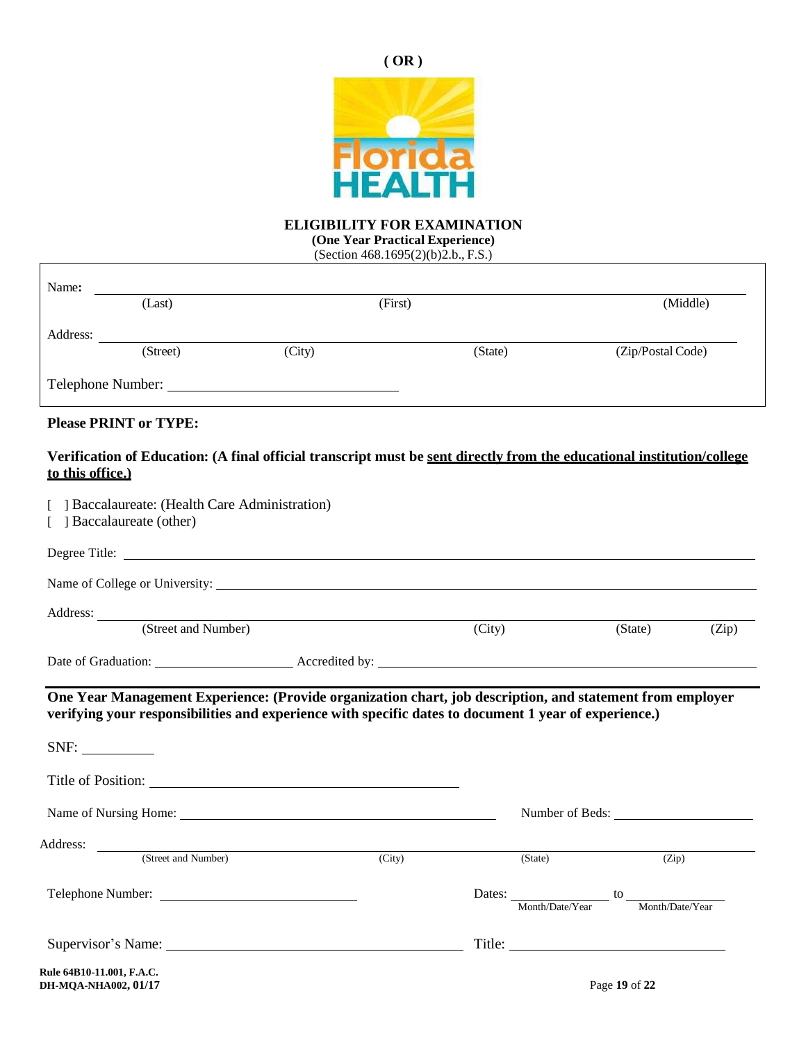**( OR )**

**ELIGIBILITY FOR EXAMINATION**
**(One Year Practical Experience)**
(Section 468.1695(2)(b)2.b., F.S.)

Name: ____________________________________________________________
(Last) (First) (Middle)

Address: ____________________________________________________________
(Street) (City) (State) (Zip/Postal Code)

Telephone Number: ______________________________

**Please PRINT or TYPE:**

**Verification of Education: (A final official transcript must be sent directly from the educational institution/college to this office.)**

[ ] Baccalaureate: (Health Care Administration)
[ ] Baccalaureate (other)

Degree Title: ____________________________________________________________

Name of College or University: ____________________________________________________________

Address: ____________________________________________________________
(Street and Number) (City) (State) (Zip)

Date of Graduation: ____________________ Accredited by: ______________________________

**One Year Management Experience: (Provide organization chart, job description, and statement from employer verifying your responsibilities and experience with specific dates to document 1 year of experience.)**

SNF: __________

Title of Position: ______________________________

Name of Nursing Home: ______________________________ Number of Beds: ____________

Address: ____________________________________________________________
(Street and Number) (City) (State) (Zip)

Telephone Number: ______________________________ Dates: ____________ to ____________
Month/Date/Year Month/Date/Year

Supervisor's Name: ______________________________ Title: ______________________________

Rule 64B10-11.001, F.A.C.
DH-MQA-NHA002, 01/17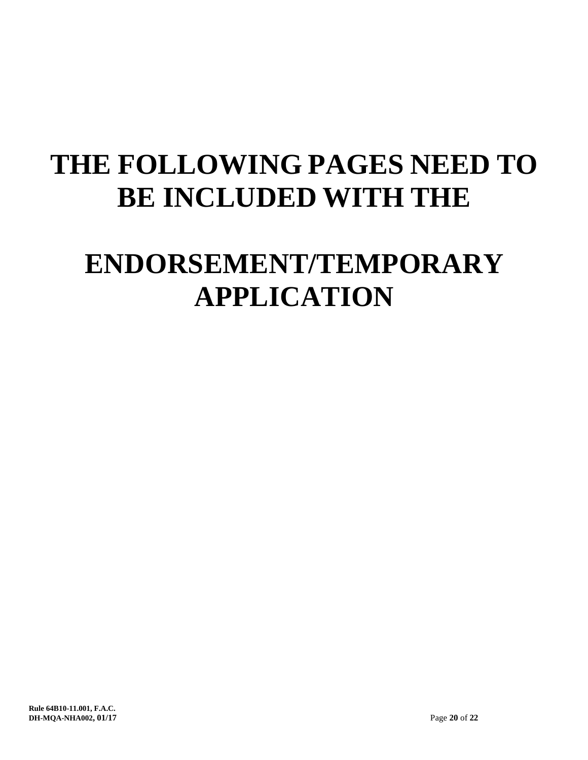# THE FOLLOWING PAGES NEED TO BE INCLUDED WITH THE

# ENDORSEMENT/TEMPORARY APPLICATION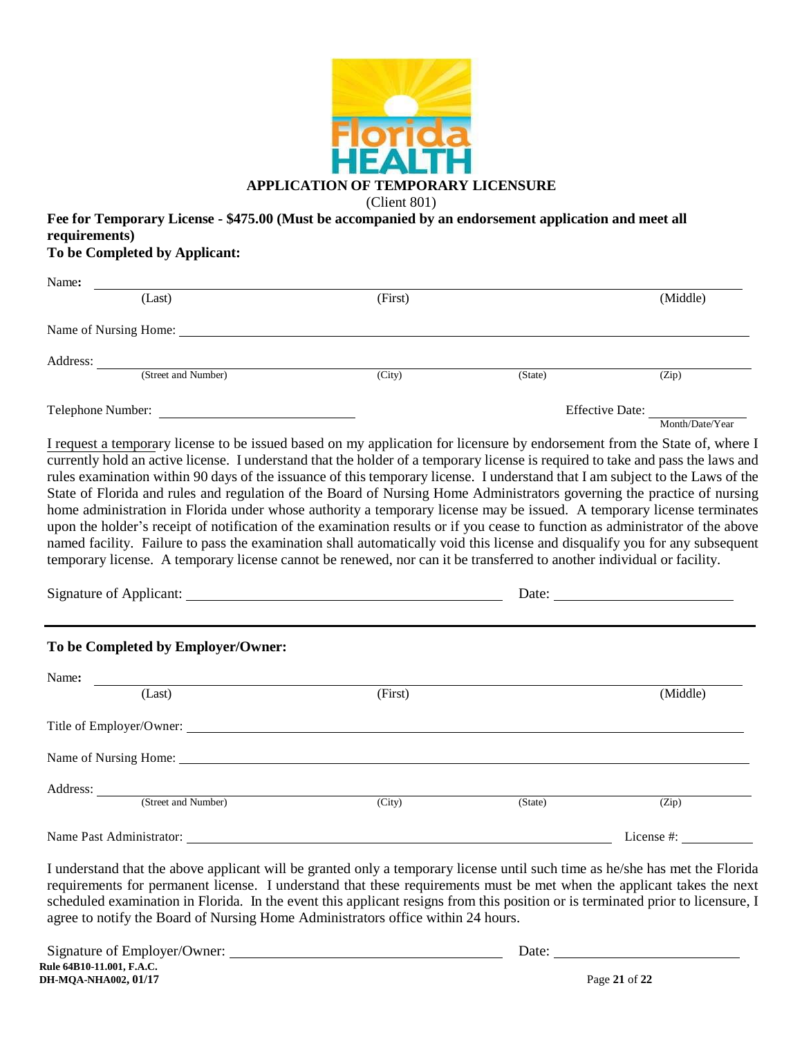# APPLICATION OF TEMPORARY LICENSURE

(Client 801)

**Fee for Temporary License - $475.00 (Must be accompanied by an endorsement application and meet all requirements)**

**To be Completed by Applicant:**

Name: ______________________________________________
(Last) (First) (Middle)

Name of Nursing Home: ______________________________________________

Address: ______________________________________________
(Street and Number) (City) (State) (Zip)

Telephone Number: ____________________ Effective Date: ____________ Month/Date/Year

I request a temporary license to be issued based on my application for licensure by endorsement from the State of, where I currently hold an active license. I understand that the holder of a temporary license is required to take and pass the laws and rules examination within 90 days of the issuance of this temporary license. I understand that I am subject to the Laws of the State of Florida and rules and regulation of the Board of Nursing Home Administrators governing the practice of nursing home administration in Florida under whose authority a temporary license may be issued. A temporary license terminates upon the holder's receipt of notification of the examination results or if you cease to function as administrator of the above named facility. Failure to pass the examination shall automatically void this license and disqualify you for any subsequent temporary license. A temporary license cannot be renewed, nor can it be transferred to another individual or facility.

Signature of Applicant: ______________________ Date: ____________

---

**To be Completed by Employer/Owner:**

Name: ______________________________________________
(Last) (First) (Middle)

Title of Employer/Owner: ______________________________________________

Name of Nursing Home: ______________________________________________

Address: ______________________________________________
(Street and Number) (City) (State) (Zip)

Name Past Administrator: ______________________ License #: ____________

I understand that the above applicant will be granted only a temporary license until such time as he/she has met the Florida requirements for permanent license. I understand that these requirements must be met when the applicant takes the next scheduled examination in Florida. In the event this applicant resigns from this position or is terminated prior to licensure, I agree to notify the Board of Nursing Home Administrators office within 24 hours.

Signature of Employer/Owner: ______________________ Date: ____________

**Rule 64B10-11.001, F.A.C.**
**DH-MQA-NHA002, 01/17**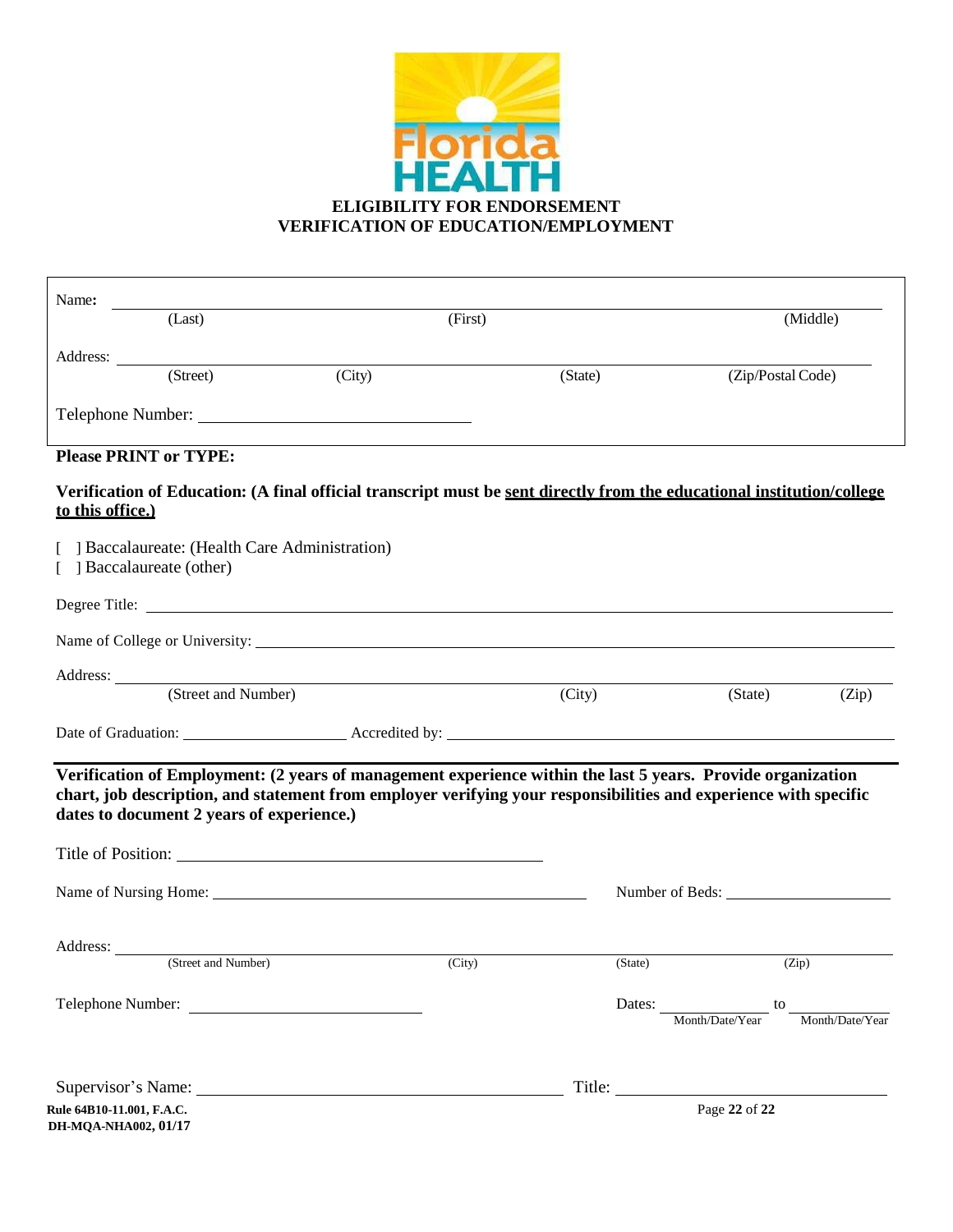**ELIGIBILITY FOR ENDORSEMENT**
**VERIFICATION OF EDUCATION/EMPLOYMENT**

Name: ______________________________________________
(Last) (First) (Middle)

Address: ______________________________________________
(Street) (City) (State) (Zip/Postal Code)

Telephone Number: ______________________

**Please PRINT or TYPE:**

**Verification of Education: (A final official transcript must be sent directly from the educational institution/college to this office.)**

[ ] Baccalaureate: (Health Care Administration)
[ ] Baccalaureate (other)

Degree Title: ______________________________________________

Name of College or University: ______________________________________________

Address: ______________________________________________
(Street and Number) (City) (State) (Zip)

Date of Graduation: ______________ Accredited by: ______________________________

**Verification of Employment: (2 years of management experience within the last 5 years. Provide organization chart, job description, and statement from employer verifying your responsibilities and experience with specific dates to document 2 years of experience.)**

Title of Position: ______________________________

Name of Nursing Home: ______________________________ Number of Beds: ______________

Address: ______________________________________________
(Street and Number) (City) (State) (Zip)

Telephone Number: ______________________ Dates: ______________ to ______________
Month/Date/Year Month/Date/Year

Supervisor's Name: ______________________________ Title: ______________________

Rule 64B10-11.001, F.A.C.
DH-MQA-NHA002, 01/17